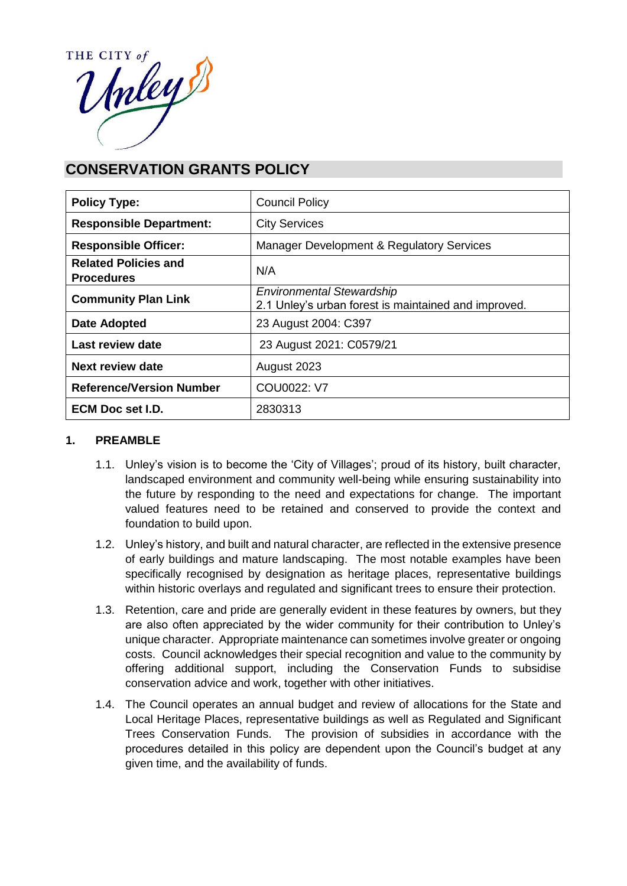THE CITY of Unley

# CONSERVATION GRANTS POLICY

| **Policy Type:** | Council Policy |
|---|---|
| **Responsible Department:** | City Services |
| **Responsible Officer:** | Manager Development & Regulatory Services |
| **Related Policies and Procedures** | N/A |
| **Community Plan Link** | *Environmental Stewardship*<br>2.1 Unley's urban forest is maintained and improved. |
| **Date Adopted** | 23 August 2004: C397 |
| **Last review date** | 23 August 2021: C0579/21 |
| **Next review date** | August 2023 |
| **Reference/Version Number** | COU0022: V7 |
| **ECM Doc set I.D.** | 2830313 |

## 1. PREAMBLE

1.1. Unley's vision is to become the 'City of Villages'; proud of its history, built character, landscaped environment and community well-being while ensuring sustainability into the future by responding to the need and expectations for change. The important valued features need to be retained and conserved to provide the context and foundation to build upon.

1.2. Unley's history, and built and natural character, are reflected in the extensive presence of early buildings and mature landscaping. The most notable examples have been specifically recognised by designation as heritage places, representative buildings within historic overlays and regulated and significant trees to ensure their protection.

1.3. Retention, care and pride are generally evident in these features by owners, but they are also often appreciated by the wider community for their contribution to Unley's unique character. Appropriate maintenance can sometimes involve greater or ongoing costs. Council acknowledges their special recognition and value to the community by offering additional support, including the Conservation Funds to subsidise conservation advice and work, together with other initiatives.

1.4. The Council operates an annual budget and review of allocations for the State and Local Heritage Places, representative buildings as well as Regulated and Significant Trees Conservation Funds. The provision of subsidies in accordance with the procedures detailed in this policy are dependent upon the Council's budget at any given time, and the availability of funds.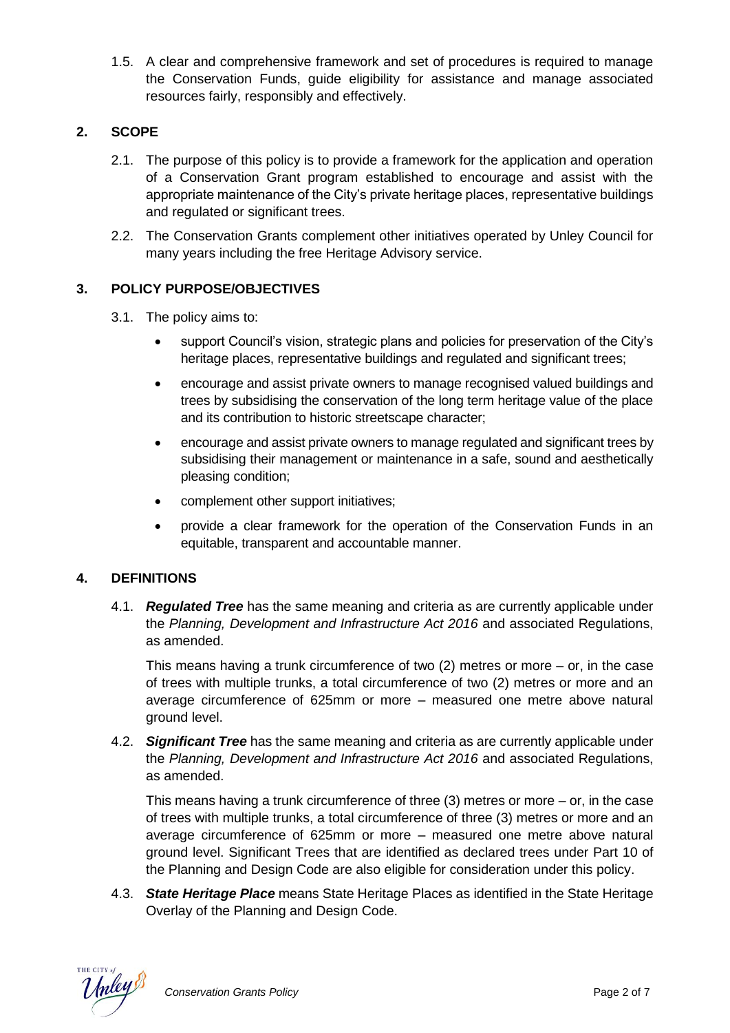1.5. A clear and comprehensive framework and set of procedures is required to manage the Conservation Funds, guide eligibility for assistance and manage associated resources fairly, responsibly and effectively.

## 2. SCOPE

2.1. The purpose of this policy is to provide a framework for the application and operation of a Conservation Grant program established to encourage and assist with the appropriate maintenance of the City's private heritage places, representative buildings and regulated or significant trees.

2.2. The Conservation Grants complement other initiatives operated by Unley Council for many years including the free Heritage Advisory service.

## 3. POLICY PURPOSE/OBJECTIVES

3.1. The policy aims to:

- support Council's vision, strategic plans and policies for preservation of the City's heritage places, representative buildings and regulated and significant trees;
- encourage and assist private owners to manage recognised valued buildings and trees by subsidising the conservation of the long term heritage value of the place and its contribution to historic streetscape character;
- encourage and assist private owners to manage regulated and significant trees by subsidising their management or maintenance in a safe, sound and aesthetically pleasing condition;
- complement other support initiatives;
- provide a clear framework for the operation of the Conservation Funds in an equitable, transparent and accountable manner.

## 4. DEFINITIONS

4.1. ***Regulated Tree*** has the same meaning and criteria as are currently applicable under the *Planning, Development and Infrastructure Act 2016* and associated Regulations, as amended.

This means having a trunk circumference of two (2) metres or more – or, in the case of trees with multiple trunks, a total circumference of two (2) metres or more and an average circumference of 625mm or more – measured one metre above natural ground level.

4.2. ***Significant Tree*** has the same meaning and criteria as are currently applicable under the *Planning, Development and Infrastructure Act 2016* and associated Regulations, as amended.

This means having a trunk circumference of three (3) metres or more – or, in the case of trees with multiple trunks, a total circumference of three (3) metres or more and an average circumference of 625mm or more – measured one metre above natural ground level. Significant Trees that are identified as declared trees under Part 10 of the Planning and Design Code are also eligible for consideration under this policy.

4.3. ***State Heritage Place*** means State Heritage Places as identified in the State Heritage Overlay of the Planning and Design Code.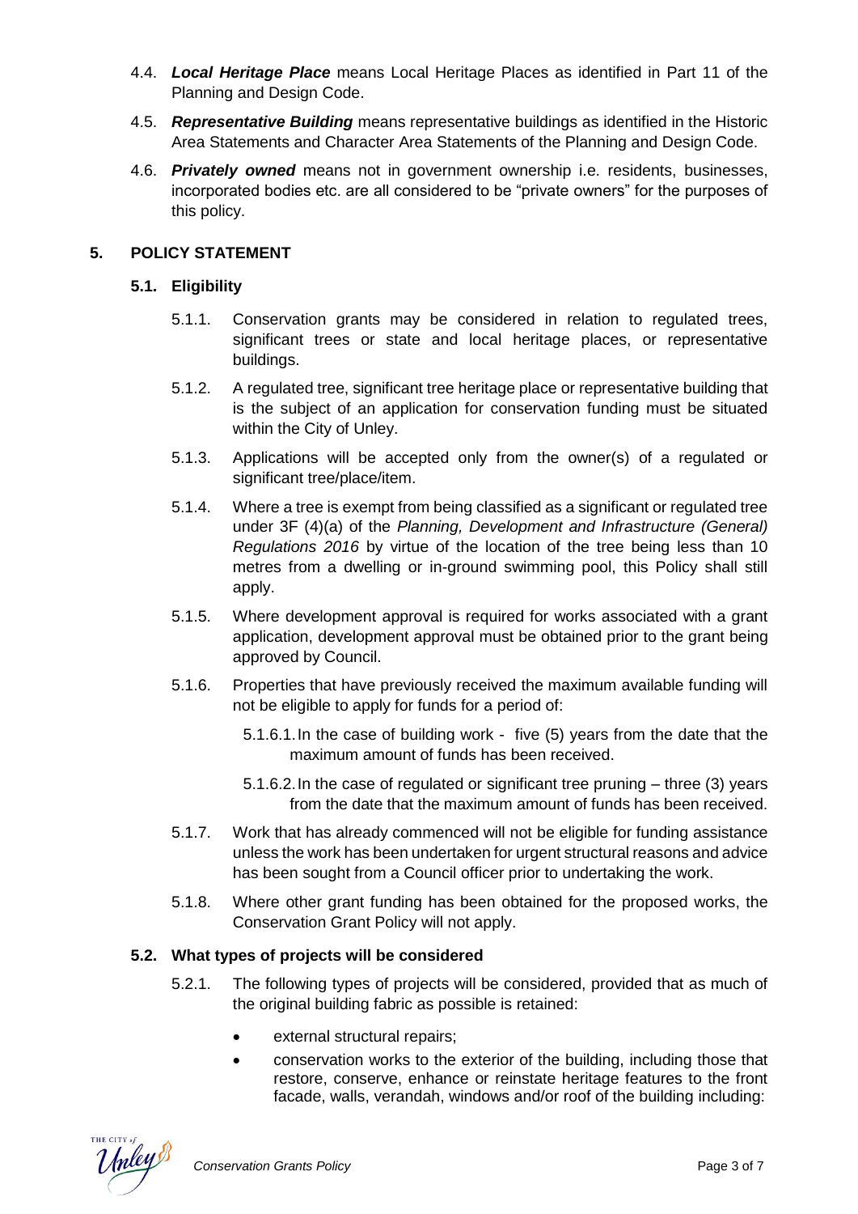4.4. ***Local Heritage Place*** means Local Heritage Places as identified in Part 11 of the Planning and Design Code.

4.5. ***Representative Building*** means representative buildings as identified in the Historic Area Statements and Character Area Statements of the Planning and Design Code.

4.6. ***Privately owned*** means not in government ownership i.e. residents, businesses, incorporated bodies etc. are all considered to be "private owners" for the purposes of this policy.

## 5. POLICY STATEMENT

### 5.1. Eligibility

5.1.1. Conservation grants may be considered in relation to regulated trees, significant trees or state and local heritage places, or representative buildings.

5.1.2. A regulated tree, significant tree heritage place or representative building that is the subject of an application for conservation funding must be situated within the City of Unley.

5.1.3. Applications will be accepted only from the owner(s) of a regulated or significant tree/place/item.

5.1.4. Where a tree is exempt from being classified as a significant or regulated tree under 3F (4)(a) of the *Planning, Development and Infrastructure (General) Regulations 2016* by virtue of the location of the tree being less than 10 metres from a dwelling or in-ground swimming pool, this Policy shall still apply.

5.1.5. Where development approval is required for works associated with a grant application, development approval must be obtained prior to the grant being approved by Council.

5.1.6. Properties that have previously received the maximum available funding will not be eligible to apply for funds for a period of:

5.1.6.1. In the case of building work - five (5) years from the date that the maximum amount of funds has been received.

5.1.6.2. In the case of regulated or significant tree pruning – three (3) years from the date that the maximum amount of funds has been received.

5.1.7. Work that has already commenced will not be eligible for funding assistance unless the work has been undertaken for urgent structural reasons and advice has been sought from a Council officer prior to undertaking the work.

5.1.8. Where other grant funding has been obtained for the proposed works, the Conservation Grant Policy will not apply.

### 5.2. What types of projects will be considered

5.2.1. The following types of projects will be considered, provided that as much of the original building fabric as possible is retained:

- external structural repairs;
- conservation works to the exterior of the building, including those that restore, conserve, enhance or reinstate heritage features to the front facade, walls, verandah, windows and/or roof of the building including: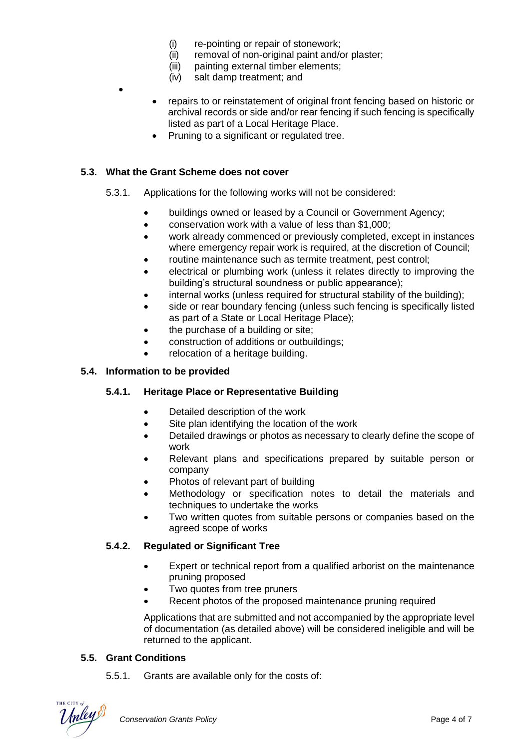- (i) re-pointing or repair of stonework;
- (ii) removal of non-original paint and/or plaster;
- (iii) painting external timber elements;
- (iv) salt damp treatment; and

- repairs to or reinstatement of original front fencing based on historic or archival records or side and/or rear fencing if such fencing is specifically listed as part of a Local Heritage Place.
- Pruning to a significant or regulated tree.

### 5.3. What the Grant Scheme does not cover

5.3.1. Applications for the following works will not be considered:

- buildings owned or leased by a Council or Government Agency;
- conservation work with a value of less than $1,000;
- work already commenced or previously completed, except in instances where emergency repair work is required, at the discretion of Council;
- routine maintenance such as termite treatment, pest control;
- electrical or plumbing work (unless it relates directly to improving the building's structural soundness or public appearance);
- internal works (unless required for structural stability of the building);
- side or rear boundary fencing (unless such fencing is specifically listed as part of a State or Local Heritage Place);
- the purchase of a building or site;
- construction of additions or outbuildings;
- relocation of a heritage building.

### 5.4. Information to be provided

#### 5.4.1. Heritage Place or Representative Building

- Detailed description of the work
- Site plan identifying the location of the work
- Detailed drawings or photos as necessary to clearly define the scope of work
- Relevant plans and specifications prepared by suitable person or company
- Photos of relevant part of building
- Methodology or specification notes to detail the materials and techniques to undertake the works
- Two written quotes from suitable persons or companies based on the agreed scope of works

#### 5.4.2. Regulated or Significant Tree

- Expert or technical report from a qualified arborist on the maintenance pruning proposed
- Two quotes from tree pruners
- Recent photos of the proposed maintenance pruning required

Applications that are submitted and not accompanied by the appropriate level of documentation (as detailed above) will be considered ineligible and will be returned to the applicant.

### 5.5. Grant Conditions

5.5.1. Grants are available only for the costs of: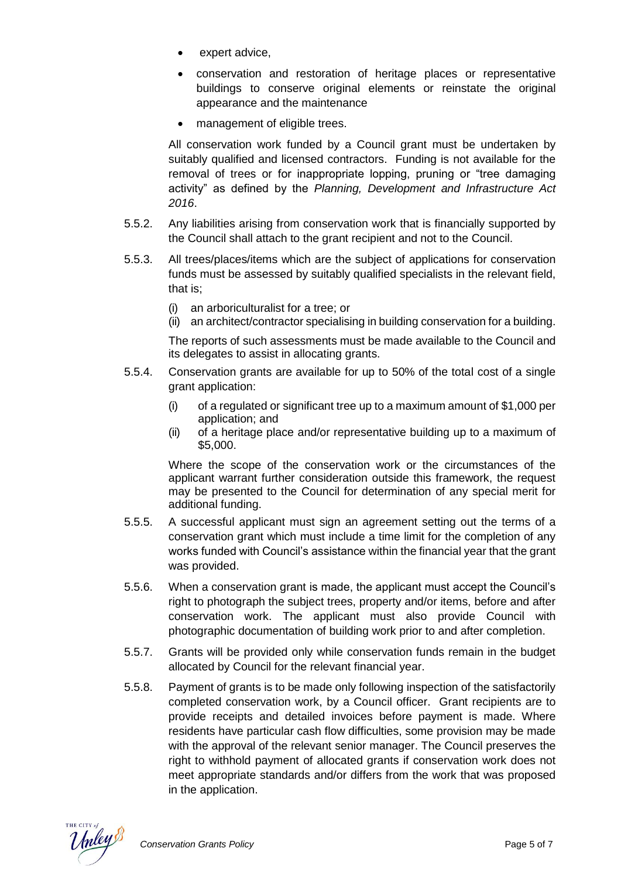- expert advice,
- conservation and restoration of heritage places or representative buildings to conserve original elements or reinstate the original appearance and the maintenance
- management of eligible trees.

All conservation work funded by a Council grant must be undertaken by suitably qualified and licensed contractors. Funding is not available for the removal of trees or for inappropriate lopping, pruning or "tree damaging activity" as defined by the *Planning, Development and Infrastructure Act 2016*.

5.5.2. Any liabilities arising from conservation work that is financially supported by the Council shall attach to the grant recipient and not to the Council.

5.5.3. All trees/places/items which are the subject of applications for conservation funds must be assessed by suitably qualified specialists in the relevant field, that is;

(i) an arboriculturalist for a tree; or
(ii) an architect/contractor specialising in building conservation for a building.

The reports of such assessments must be made available to the Council and its delegates to assist in allocating grants.

5.5.4. Conservation grants are available for up to 50% of the total cost of a single grant application:

(i) of a regulated or significant tree up to a maximum amount of $1,000 per application; and
(ii) of a heritage place and/or representative building up to a maximum of $5,000.

Where the scope of the conservation work or the circumstances of the applicant warrant further consideration outside this framework, the request may be presented to the Council for determination of any special merit for additional funding.

5.5.5. A successful applicant must sign an agreement setting out the terms of a conservation grant which must include a time limit for the completion of any works funded with Council's assistance within the financial year that the grant was provided.

5.5.6. When a conservation grant is made, the applicant must accept the Council's right to photograph the subject trees, property and/or items, before and after conservation work. The applicant must also provide Council with photographic documentation of building work prior to and after completion.

5.5.7. Grants will be provided only while conservation funds remain in the budget allocated by Council for the relevant financial year.

5.5.8. Payment of grants is to be made only following inspection of the satisfactorily completed conservation work, by a Council officer. Grant recipients are to provide receipts and detailed invoices before payment is made. Where residents have particular cash flow difficulties, some provision may be made with the approval of the relevant senior manager. The Council preserves the right to withhold payment of allocated grants if conservation work does not meet appropriate standards and/or differs from the work that was proposed in the application.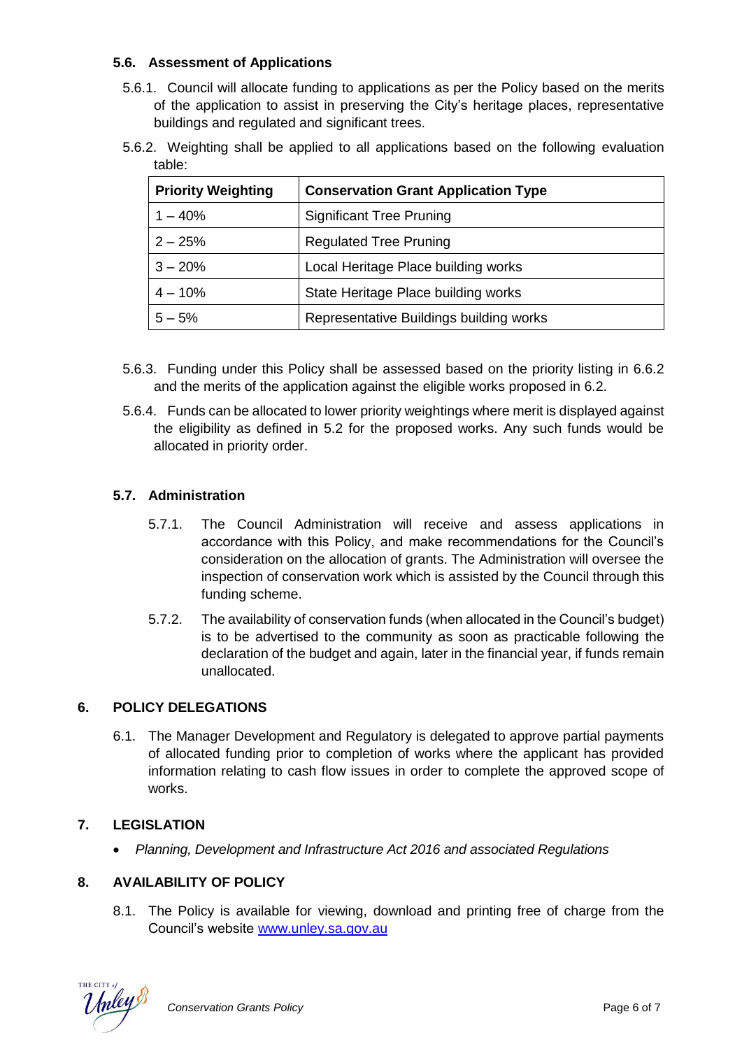### 5.6. Assessment of Applications

5.6.1. Council will allocate funding to applications as per the Policy based on the merits of the application to assist in preserving the City's heritage places, representative buildings and regulated and significant trees.

5.6.2. Weighting shall be applied to all applications based on the following evaluation table:

| Priority Weighting | Conservation Grant Application Type |
| --- | --- |
| 1 – 40% | Significant Tree Pruning |
| 2 – 25% | Regulated Tree Pruning |
| 3 – 20% | Local Heritage Place building works |
| 4 – 10% | State Heritage Place building works |
| 5 – 5% | Representative Buildings building works |

5.6.3. Funding under this Policy shall be assessed based on the priority listing in 6.6.2 and the merits of the application against the eligible works proposed in 6.2.

5.6.4. Funds can be allocated to lower priority weightings where merit is displayed against the eligibility as defined in 5.2 for the proposed works. Any such funds would be allocated in priority order.

### 5.7. Administration

5.7.1. The Council Administration will receive and assess applications in accordance with this Policy, and make recommendations for the Council's consideration on the allocation of grants. The Administration will oversee the inspection of conservation work which is assisted by the Council through this funding scheme.

5.7.2. The availability of conservation funds (when allocated in the Council's budget) is to be advertised to the community as soon as practicable following the declaration of the budget and again, later in the financial year, if funds remain unallocated.

## 6. POLICY DELEGATIONS

6.1. The Manager Development and Regulatory is delegated to approve partial payments of allocated funding prior to completion of works where the applicant has provided information relating to cash flow issues in order to complete the approved scope of works.

## 7. LEGISLATION

- *Planning, Development and Infrastructure Act 2016 and associated Regulations*

## 8. AVAILABILITY OF POLICY

8.1. The Policy is available for viewing, download and printing free of charge from the Council's website [www.unley.sa.gov.au](http://www.unley.sa.gov.au)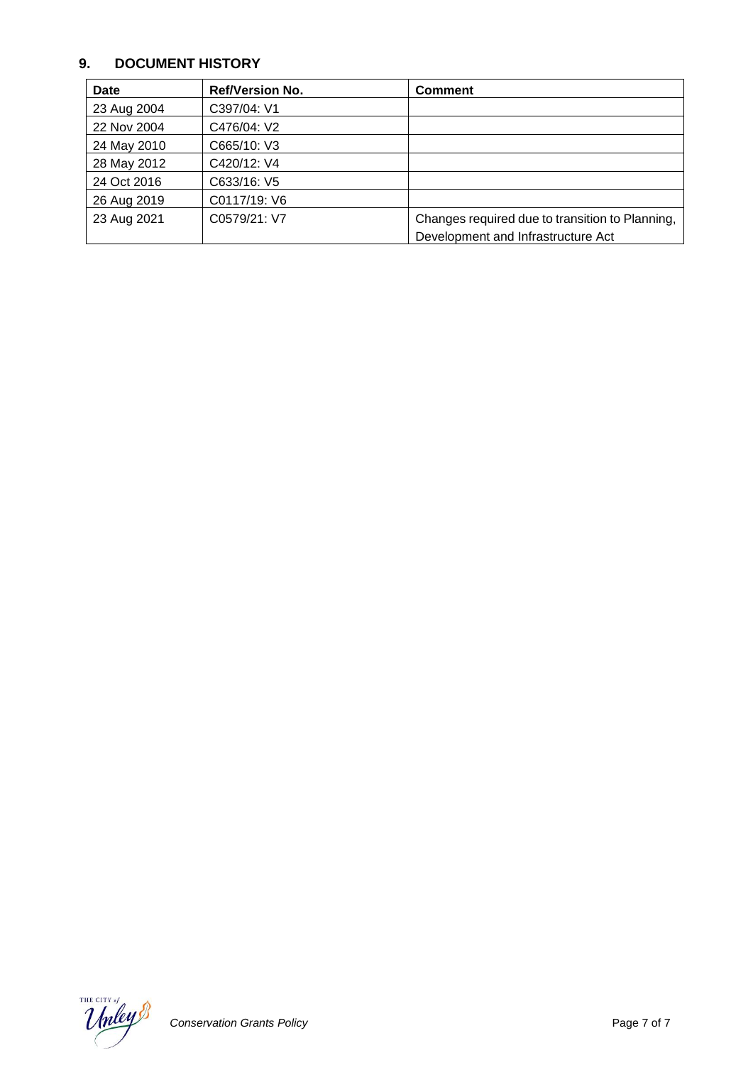## 9. DOCUMENT HISTORY

| Date | Ref/Version No. | Comment |
|---|---|---|
| 23 Aug 2004 | C397/04: V1 | |
| 22 Nov 2004 | C476/04: V2 | |
| 24 May 2010 | C665/10: V3 | |
| 28 May 2012 | C420/12: V4 | |
| 24 Oct 2016 | C633/16: V5 | |
| 26 Aug 2019 | C0117/19: V6 | |
| 23 Aug 2021 | C0579/21: V7 | Changes required due to transition to Planning, Development and Infrastructure Act |